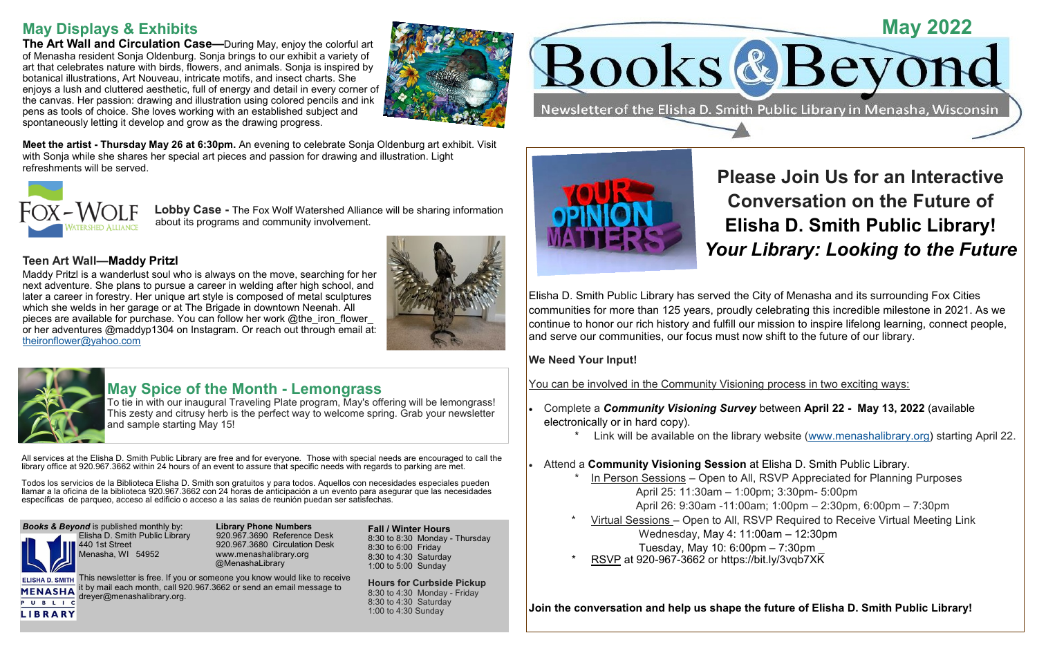# May Displays & Exhibits

**The Art Wall and Circulation Case—**During May, enjoy the colorful art of Menasha resident Sonja Oldenburg. Sonja brings to our exhibit a variety of art that celebrates nature with birds, flowers, and animals. Sonja is inspired by botanical illustrations, Art Nouveau, intricate motifs, and insect charts. She enjoys a lush and cluttered aesthetic, full of energy and detail in every corner of the canvas. Her passion: drawing and illustration using colored pencils and ink pens as tools of choice. She loves working with an established subject and spontaneously letting it develop and grow as the drawing progress.

**Meet the artist - Thursday May 26 at 6:30pm.** An evening to celebrate Sonja Oldenburg art exhibit. Visit with Sonja while she shares her special art pieces and passion for drawing and illustration. Light refreshments will be served.

**Lobby Case -** The Fox Wolf Watershed Alliance will be sharing information about its programs and community involvement.

### Teen Art Wall—Maddy Pritzl

Maddy Pritzl is a wanderlust soul who is always on the move, searching for her next adventure. She plans to pursue a career in welding after high school, and later a career in forestry. Her unique art style is composed of metal sculptures which she welds in her garage or at The Brigade in downtown Neenah. All pieces are available for purchase. You can follow her work @the_iron_flower_ or her adventures @maddyp1304 on Instagram. Or reach out through email at: theironflower@yahoo.com

## May Spice of the Month - Lemongrass

To tie in with our inaugural Traveling Plate program, May's offering will be lemongrass! This zesty and citrusy herb is the perfect way to welcome spring. Grab your newsletter and sample starting May 15!

All services at the Elisha D. Smith Public Library are free and for everyone. Those with special needs are encouraged to call the library office at 920.967.3662 within 24 hours of an event to assure that specific needs with regards to parking are met.

Todos los servicios de la Biblioteca Elisha D. Smith son gratuitos y para todos. Aquellos con necesidades especiales pueden llamar a la oficina de la biblioteca 920.967.3662 con 24 horas de anticipación a un evento para asegurar que las necesidades específicas de parqueo, acceso al edificio o acceso a las salas de reunión puedan ser satisfechas.

***Books & Beyond*** is published monthly by:
Elisha D. Smith Public Library
440 1st Street
Menasha, WI 54952

This newsletter is free. If you or someone you know would like to receive it by mail each month, call 920.967.3662 or send an email message to dreyer@menashalibrary.org.

**Library Phone Numbers**
920.967.3690 Reference Desk
920.967.3680 Circulation Desk
www.menashalibrary.org
@MenashaLibrary

**Fall / Winter Hours**
8:30 to 8:30 Monday - Thursday
8:30 to 6:00 Friday
8:30 to 4:30 Saturday
1:00 to 5:00 Sunday

**Hours for Curbside Pickup**
8:30 to 4:30 Monday - Friday
8:30 to 4:30 Saturday
1:00 to 4:30 Sunday

May 2022

# Books & Beyond

Newsletter of the Elisha D. Smith Public Library in Menasha, Wisconsin

## Please Join Us for an Interactive Conversation on the Future of Elisha D. Smith Public Library!

## *Your Library: Looking to the Future*

Elisha D. Smith Public Library has served the City of Menasha and its surrounding Fox Cities communities for more than 125 years, proudly celebrating this incredible milestone in 2021. As we continue to honor our rich history and fulfill our mission to inspire lifelong learning, connect people, and serve our communities, our focus must now shift to the future of our library.

**We Need Your Input!**

You can be involved in the Community Visioning process in two exciting ways:

- Complete a ***Community Visioning Survey*** between **April 22 - May 13, 2022** (available electronically or in hard copy).
  - Link will be available on the library website (www.menashalibrary.org) starting April 22.
- Attend a **Community Visioning Session** at Elisha D. Smith Public Library.
  - In Person Sessions – Open to All, RSVP Appreciated for Planning Purposes
    April 25: 11:30am – 1:00pm; 3:30pm- 5:00pm
    April 26: 9:30am -11:00am; 1:00pm – 2:30pm, 6:00pm – 7:30pm
  - Virtual Sessions – Open to All, RSVP Required to Receive Virtual Meeting Link
    Wednesday, May 4: 11:00am – 12:30pm
    Tuesday, May 10: 6:00pm – 7:30pm
  - RSVP at 920-967-3662 or https://bit.ly/3vqb7XK

**Join the conversation and help us shape the future of Elisha D. Smith Public Library!**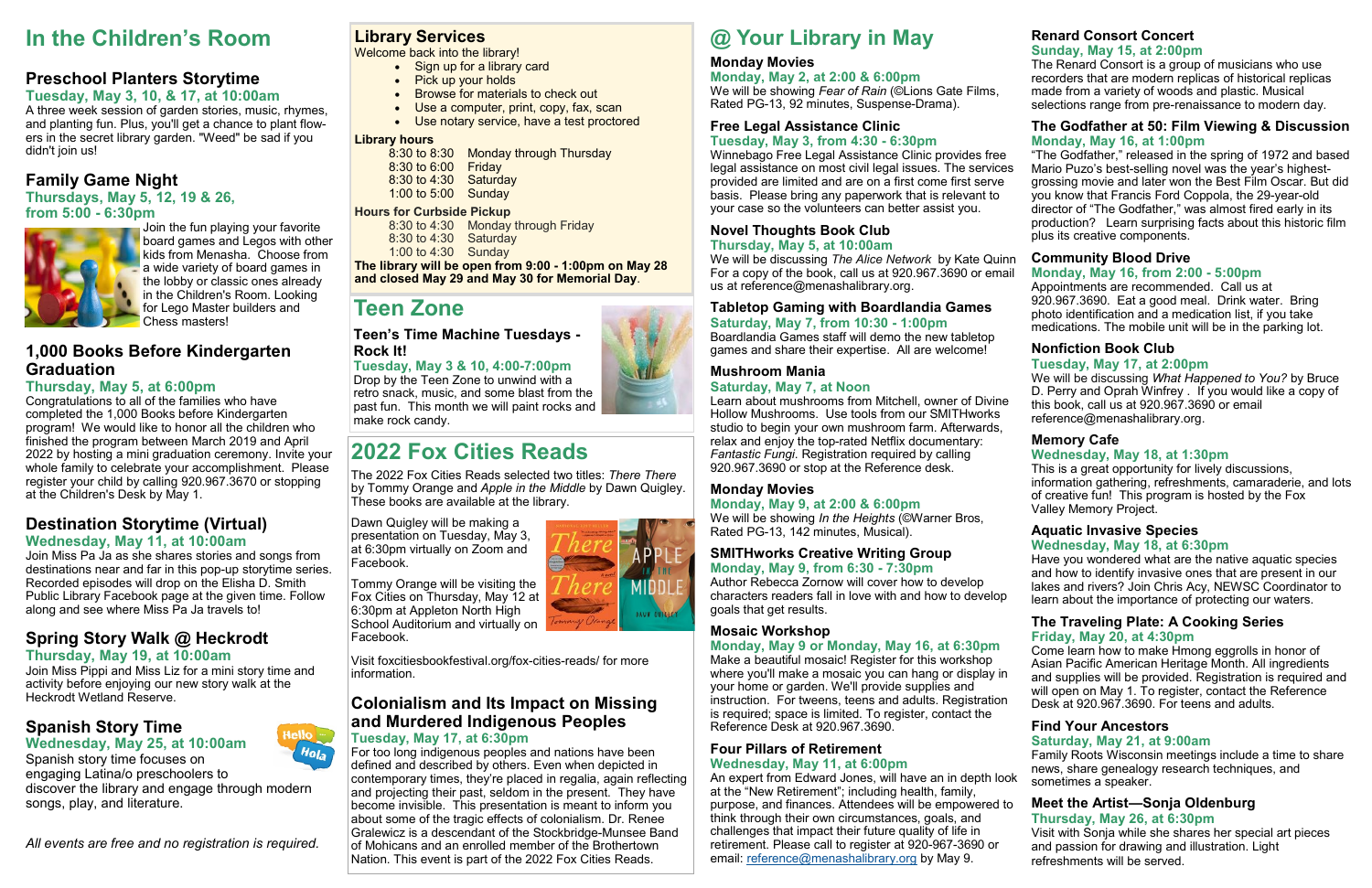# In the Children's Room

## Preschool Planters Storytime

### Tuesday, May 3, 10, & 17, at 10:00am

A three week session of garden stories, music, rhymes, and planting fun. Plus, you'll get a chance to plant flowers in the secret library garden. "Weed" be sad if you didn't join us!

## Family Game Night

### Thursdays, May 5, 12, 19 & 26, from 5:00 - 6:30pm

Join the fun playing your favorite board games and Legos with other kids from Menasha. Choose from a wide variety of board games in the lobby or classic ones already in the Children's Room. Looking for Lego Master builders and Chess masters!

## 1,000 Books Before Kindergarten Graduation

### Thursday, May 5, at 6:00pm

Congratulations to all of the families who have completed the 1,000 Books before Kindergarten program! We would like to honor all the children who finished the program between March 2019 and April 2022 by hosting a mini graduation ceremony. Invite your whole family to celebrate your accomplishment. Please register your child by calling 920.967.3670 or stopping at the Children's Desk by May 1.

## Destination Storytime (Virtual)

### Wednesday, May 11, at 10:00am

Join Miss Pa Ja as she shares stories and songs from destinations near and far in this pop-up storytime series. Recorded episodes will drop on the Elisha D. Smith Public Library Facebook page at the given time. Follow along and see where Miss Pa Ja travels to!

## Spring Story Walk @ Heckrodt

### Thursday, May 19, at 10:00am

Join Miss Pippi and Miss Liz for a mini story time and activity before enjoying our new story walk at the Heckrodt Wetland Reserve.

## Spanish Story Time

### Wednesday, May 25, at 10:00am

Spanish story time focuses on engaging Latina/o preschoolers to discover the library and engage through modern songs, play, and literature.

Hello Hola

*All events are free and no registration is required.*

## Library Services

Welcome back into the library!

- Sign up for a library card
- Pick up your holds
- Browse for materials to check out
- Use a computer, print, copy, fax, scan
- Use notary service, have a test proctored

**Library hours**

| | |
|---|---|
| 8:30 to 8:30 | Monday through Thursday |
| 8:30 to 6:00 | Friday |
| 8:30 to 4:30 | Saturday |
| 1:00 to 5:00 | Sunday |

**Hours for Curbside Pickup**

| | |
|---|---|
| 8:30 to 4:30 | Monday through Friday |
| 8:30 to 4:30 | Saturday |
| 1:00 to 4:30 | Sunday |

**The library will be open from 9:00 - 1:00pm on May 28 and closed May 29 and May 30 for Memorial Day**.

# Teen Zone

## Teen's Time Machine Tuesdays - Rock It!

### Tuesday, May 3 & 10, 4:00-7:00pm

Drop by the Teen Zone to unwind with a retro snack, music, and some blast from the past fun. This month we will paint rocks and make rock candy.

# 2022 Fox Cities Reads

The 2022 Fox Cities Reads selected two titles: *There There* by Tommy Orange and *Apple in the Middle* by Dawn Quigley. These books are available at the library.

Dawn Quigley will be making a presentation on Tuesday, May 3, at 6:30pm virtually on Zoom and Facebook.

Tommy Orange will be visiting the Fox Cities on Thursday, May 12 at 6:30pm at Appleton North High School Auditorium and virtually on Facebook.

Visit foxcitiesbookfestival.org/fox-cities-reads/ for more information.

## Colonialism and Its Impact on Missing and Murdered Indigenous Peoples

### Tuesday, May 17, at 6:30pm

For too long indigenous peoples and nations have been defined and described by others. Even when depicted in contemporary times, they're placed in regalia, again reflecting and projecting their past, seldom in the present. They have become invisible. This presentation is meant to inform you about some of the tragic effects of colonialism. Dr. Renee Gralewicz is a descendant of the Stockbridge-Munsee Band of Mohicans and an enrolled member of the Brothertown Nation. This event is part of the 2022 Fox Cities Reads.

# @ Your Library in May

## Monday Movies

### Monday, May 2, at 2:00 & 6:00pm

We will be showing *Fear of Rain* (©Lions Gate Films, Rated PG-13, 92 minutes, Suspense-Drama).

## Free Legal Assistance Clinic

### Tuesday, May 3, from 4:30 - 6:30pm

Winnebago Free Legal Assistance Clinic provides free legal assistance on most civil legal issues. The services provided are limited and are on a first come first serve basis. Please bring any paperwork that is relevant to your case so the volunteers can better assist you.

## Novel Thoughts Book Club

### Thursday, May 5, at 10:00am

We will be discussing *The Alice Network* by Kate Quinn For a copy of the book, call us at 920.967.3690 or email us at reference@menashalibrary.org.

## Tabletop Gaming with Boardlandia Games

### Saturday, May 7, from 10:30 - 1:00pm

Boardlandia Games staff will demo the new tabletop games and share their expertise. All are welcome!

## Mushroom Mania

### Saturday, May 7, at Noon

Learn about mushrooms from Mitchell, owner of Divine Hollow Mushrooms. Use tools from our SMITHworks studio to begin your own mushroom farm. Afterwards, relax and enjoy the top-rated Netflix documentary: *Fantastic Fungi*. Registration required by calling 920.967.3690 or stop at the Reference desk.

## Monday Movies

### Monday, May 9, at 2:00 & 6:00pm

We will be showing *In the Heights* (©Warner Bros, Rated PG-13, 142 minutes, Musical).

## SMITHworks Creative Writing Group

### Monday, May 9, from 6:30 - 7:30pm

Author Rebecca Zornow will cover how to develop characters readers fall in love with and how to develop goals that get results.

## Mosaic Workshop

### Monday, May 9 or Monday, May 16, at 6:30pm

Make a beautiful mosaic! Register for this workshop where you'll make a mosaic you can hang or display in your home or garden. We'll provide supplies and instruction. For tweens, teens and adults. Registration is required; space is limited. To register, contact the Reference Desk at 920.967.3690.

## Four Pillars of Retirement

### Wednesday, May 11, at 6:00pm

An expert from Edward Jones, will have an in depth look at the "New Retirement"; including health, family, purpose, and finances. Attendees will be empowered to think through their own circumstances, goals, and challenges that impact their future quality of life in retirement. Please call to register at 920-967-3690 or email: reference@menashalibrary.org by May 9.

## Renard Consort Concert

### Sunday, May 15, at 2:00pm

The Renard Consort is a group of musicians who use recorders that are modern replicas of historical replicas made from a variety of woods and plastic. Musical selections range from pre-renaissance to modern day.

## The Godfather at 50: Film Viewing & Discussion

### Monday, May 16, at 1:00pm

"The Godfather," released in the spring of 1972 and based Mario Puzo's best-selling novel was the year's highest-grossing movie and later won the Best Film Oscar. But did you know that Francis Ford Coppola, the 29-year-old director of "The Godfather," was almost fired early in its production? Learn surprising facts about this historic film plus its creative components.

## Community Blood Drive

### Monday, May 16, from 2:00 - 5:00pm

Appointments are recommended. Call us at 920.967.3690. Eat a good meal. Drink water. Bring photo identification and a medication list, if you take medications. The mobile unit will be in the parking lot.

## Nonfiction Book Club

### Tuesday, May 17, at 2:00pm

We will be discussing *What Happened to You?* by Bruce D. Perry and Oprah Winfrey . If you would like a copy of this book, call us at 920.967.3690 or email reference@menashalibrary.org.

## Memory Cafe

### Wednesday, May 18, at 1:30pm

This is a great opportunity for lively discussions, information gathering, refreshments, camaraderie, and lots of creative fun! This program is hosted by the Fox Valley Memory Project.

## Aquatic Invasive Species

### Wednesday, May 18, at 6:30pm

Have you wondered what are the native aquatic species and how to identify invasive ones that are present in our lakes and rivers? Join Chris Acy, NEWSC Coordinator to learn about the importance of protecting our waters.

## The Traveling Plate: A Cooking Series

### Friday, May 20, at 4:30pm

Come learn how to make Hmong eggrolls in honor of Asian Pacific American Heritage Month. All ingredients and supplies will be provided. Registration is required and will open on May 1. To register, contact the Reference Desk at 920.967.3690. For teens and adults.

## Find Your Ancestors

### Saturday, May 21, at 9:00am

Family Roots Wisconsin meetings include a time to share news, share genealogy research techniques, and sometimes a speaker.

## Meet the Artist—Sonja Oldenburg

### Thursday, May 26, at 6:30pm

Visit with Sonja while she shares her special art pieces and passion for drawing and illustration. Light refreshments will be served.